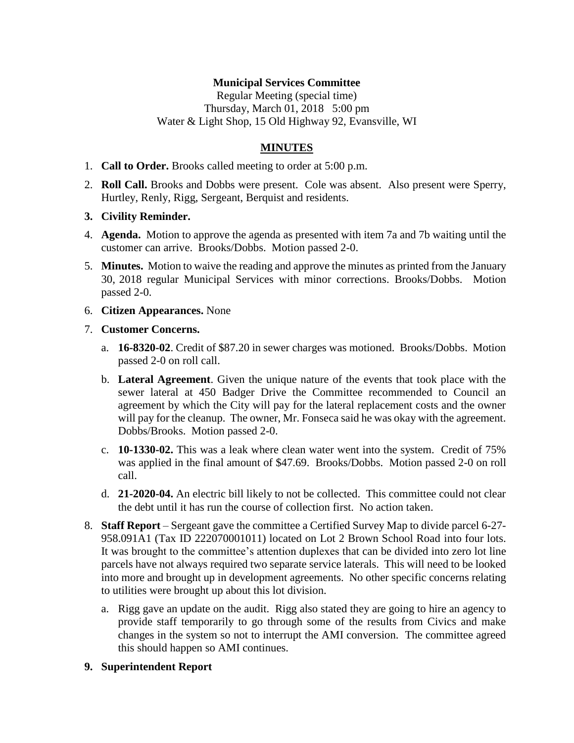**Municipal Services Committee**

Regular Meeting (special time)
Thursday, March 01, 2018 5:00 pm
Water & Light Shop, 15 Old Highway 92, Evansville, WI

**MINUTES**

1. **Call to Order.** Brooks called meeting to order at 5:00 p.m.
2. **Roll Call.** Brooks and Dobbs were present. Cole was absent. Also present were Sperry, Hurtley, Renly, Rigg, Sergeant, Berquist and residents.
3. **Civility Reminder.**
4. **Agenda.** Motion to approve the agenda as presented with item 7a and 7b waiting until the customer can arrive. Brooks/Dobbs. Motion passed 2-0.
5. **Minutes.** Motion to waive the reading and approve the minutes as printed from the January 30, 2018 regular Municipal Services with minor corrections. Brooks/Dobbs. Motion passed 2-0.
6. **Citizen Appearances.** None
7. **Customer Concerns.**
   a. **16-8320-02**. Credit of $87.20 in sewer charges was motioned. Brooks/Dobbs. Motion passed 2-0 on roll call.
   b. **Lateral Agreement**. Given the unique nature of the events that took place with the sewer lateral at 450 Badger Drive the Committee recommended to Council an agreement by which the City will pay for the lateral replacement costs and the owner will pay for the cleanup. The owner, Mr. Fonseca said he was okay with the agreement. Dobbs/Brooks. Motion passed 2-0.
   c. **10-1330-02.** This was a leak where clean water went into the system. Credit of 75% was applied in the final amount of $47.69. Brooks/Dobbs. Motion passed 2-0 on roll call.
   d. **21-2020-04.** An electric bill likely to not be collected. This committee could not clear the debt until it has run the course of collection first. No action taken.
8. **Staff Report** – Sergeant gave the committee a Certified Survey Map to divide parcel 6-27-958.091A1 (Tax ID 222070001011) located on Lot 2 Brown School Road into four lots. It was brought to the committee's attention duplexes that can be divided into zero lot line parcels have not always required two separate service laterals. This will need to be looked into more and brought up in development agreements. No other specific concerns relating to utilities were brought up about this lot division.
   a. Rigg gave an update on the audit. Rigg also stated they are going to hire an agency to provide staff temporarily to go through some of the results from Civics and make changes in the system so not to interrupt the AMI conversion. The committee agreed this should happen so AMI continues.
9. **Superintendent Report**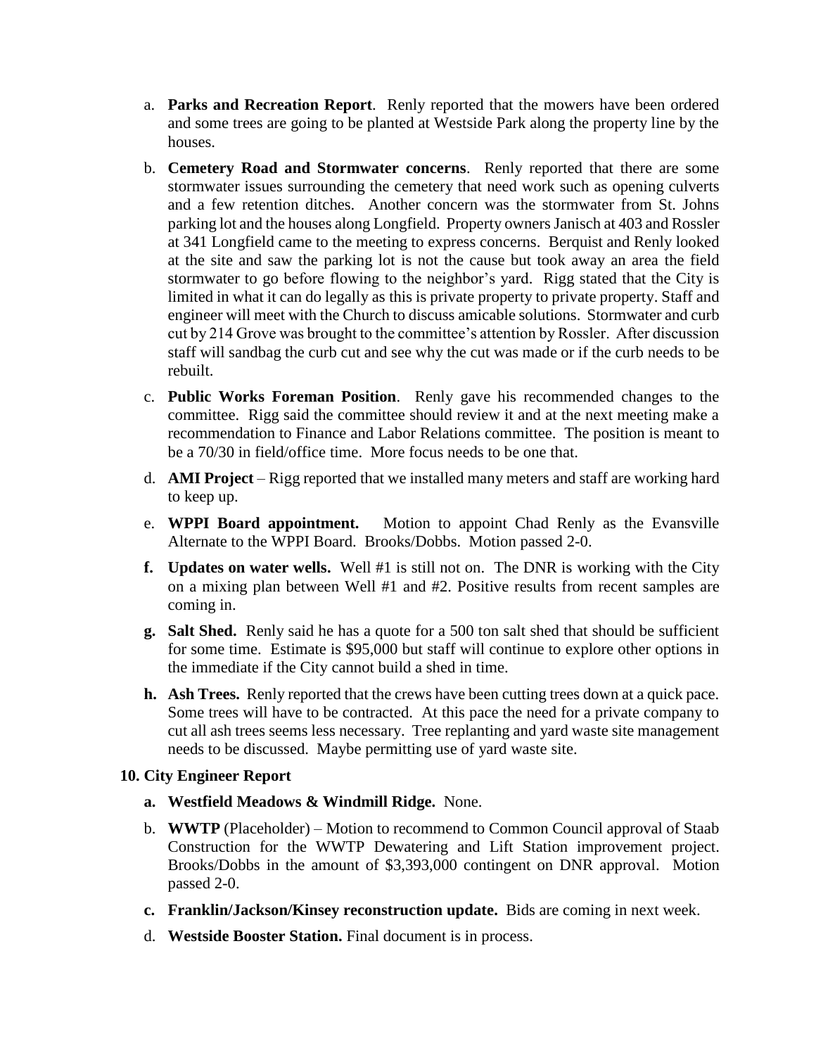a. **Parks and Recreation Report**. Renly reported that the mowers have been ordered and some trees are going to be planted at Westside Park along the property line by the houses.

b. **Cemetery Road and Stormwater concerns**. Renly reported that there are some stormwater issues surrounding the cemetery that need work such as opening culverts and a few retention ditches. Another concern was the stormwater from St. Johns parking lot and the houses along Longfield. Property owners Janisch at 403 and Rossler at 341 Longfield came to the meeting to express concerns. Berquist and Renly looked at the site and saw the parking lot is not the cause but took away an area the field stormwater to go before flowing to the neighbor's yard. Rigg stated that the City is limited in what it can do legally as this is private property to private property. Staff and engineer will meet with the Church to discuss amicable solutions. Stormwater and curb cut by 214 Grove was brought to the committee's attention by Rossler. After discussion staff will sandbag the curb cut and see why the cut was made or if the curb needs to be rebuilt.

c. **Public Works Foreman Position**. Renly gave his recommended changes to the committee. Rigg said the committee should review it and at the next meeting make a recommendation to Finance and Labor Relations committee. The position is meant to be a 70/30 in field/office time. More focus needs to be one that.

d. **AMI Project** – Rigg reported that we installed many meters and staff are working hard to keep up.

e. **WPPI Board appointment.** Motion to appoint Chad Renly as the Evansville Alternate to the WPPI Board. Brooks/Dobbs. Motion passed 2-0.

**f. Updates on water wells.** Well #1 is still not on. The DNR is working with the City on a mixing plan between Well #1 and #2. Positive results from recent samples are coming in.

**g. Salt Shed.** Renly said he has a quote for a 500 ton salt shed that should be sufficient for some time. Estimate is $95,000 but staff will continue to explore other options in the immediate if the City cannot build a shed in time.

**h. Ash Trees.** Renly reported that the crews have been cutting trees down at a quick pace. Some trees will have to be contracted. At this pace the need for a private company to cut all ash trees seems less necessary. Tree replanting and yard waste site management needs to be discussed. Maybe permitting use of yard waste site.

**10. City Engineer Report**

**a. Westfield Meadows & Windmill Ridge.** None.

b. **WWTP** (Placeholder) – Motion to recommend to Common Council approval of Staab Construction for the WWTP Dewatering and Lift Station improvement project. Brooks/Dobbs in the amount of $3,393,000 contingent on DNR approval. Motion passed 2-0.

**c. Franklin/Jackson/Kinsey reconstruction update.** Bids are coming in next week.

d. **Westside Booster Station.** Final document is in process.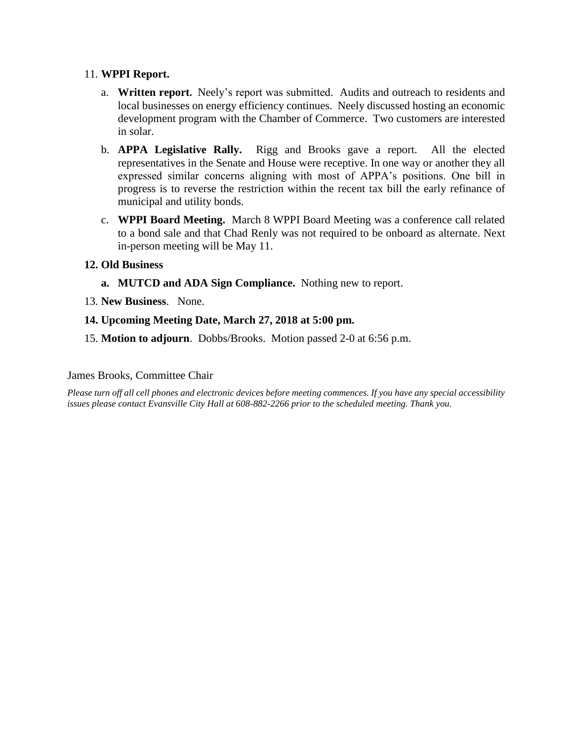11. **WPPI Report.**

    a. **Written report.** Neely's report was submitted. Audits and outreach to residents and local businesses on energy efficiency continues. Neely discussed hosting an economic development program with the Chamber of Commerce. Two customers are interested in solar.

    b. **APPA Legislative Rally.** Rigg and Brooks gave a report. All the elected representatives in the Senate and House were receptive. In one way or another they all expressed similar concerns aligning with most of APPA's positions. One bill in progress is to reverse the restriction within the recent tax bill the early refinance of municipal and utility bonds.

    c. **WPPI Board Meeting.** March 8 WPPI Board Meeting was a conference call related to a bond sale and that Chad Renly was not required to be onboard as alternate. Next in-person meeting will be May 11.

**12. Old Business**

   **a. MUTCD and ADA Sign Compliance.** Nothing new to report.

13. **New Business**. None.

**14. Upcoming Meeting Date, March 27, 2018 at 5:00 pm.**

15. **Motion to adjourn**. Dobbs/Brooks. Motion passed 2-0 at 6:56 p.m.

James Brooks, Committee Chair

*Please turn off all cell phones and electronic devices before meeting commences. If you have any special accessibility issues please contact Evansville City Hall at 608-882-2266 prior to the scheduled meeting. Thank you.*